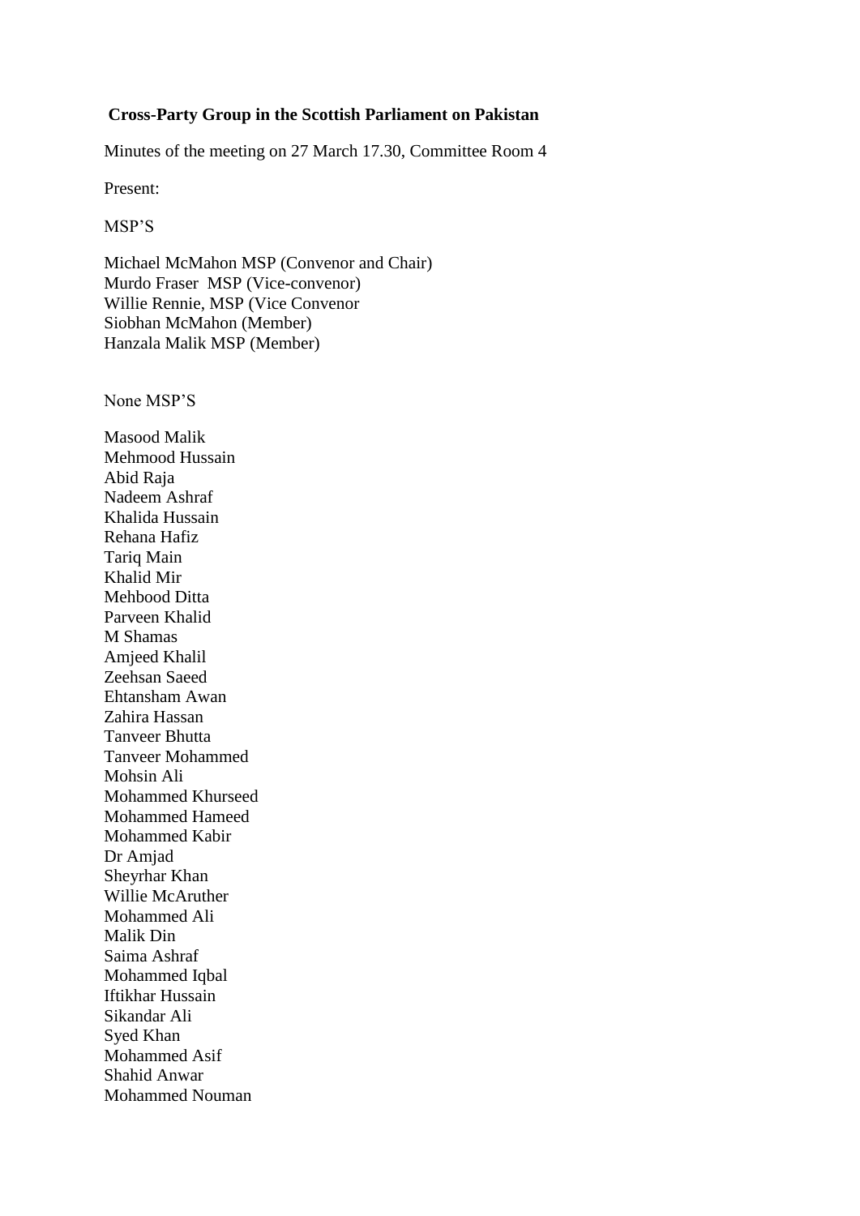**Cross-Party Group in the Scottish Parliament on Pakistan**

Minutes of the meeting on 27 March 17.30, Committee Room 4

Present:

MSP'S

Michael McMahon MSP (Convenor and Chair)
Murdo Fraser MSP (Vice-convenor)
Willie Rennie, MSP (Vice Convenor
Siobhan McMahon (Member)
Hanzala Malik MSP (Member)

None MSP'S

Masood Malik
Mehmood Hussain
Abid Raja
Nadeem Ashraf
Khalida Hussain
Rehana Hafiz
Tariq Main
Khalid Mir
Mehbood Ditta
Parveen Khalid
M Shamas
Amjeed Khalil
Zeehsan Saeed
Ehtansham Awan
Zahira Hassan
Tanveer Bhutta
Tanveer Mohammed
Mohsin Ali
Mohammed Khurseed
Mohammed Hameed
Mohammed Kabir
Dr Amjad
Sheyrhar Khan
Willie McAruther
Mohammed Ali
Malik Din
Saima Ashraf
Mohammed Iqbal
Iftikhar Hussain
Sikandar Ali
Syed Khan
Mohammed Asif
Shahid Anwar
Mohammed Nouman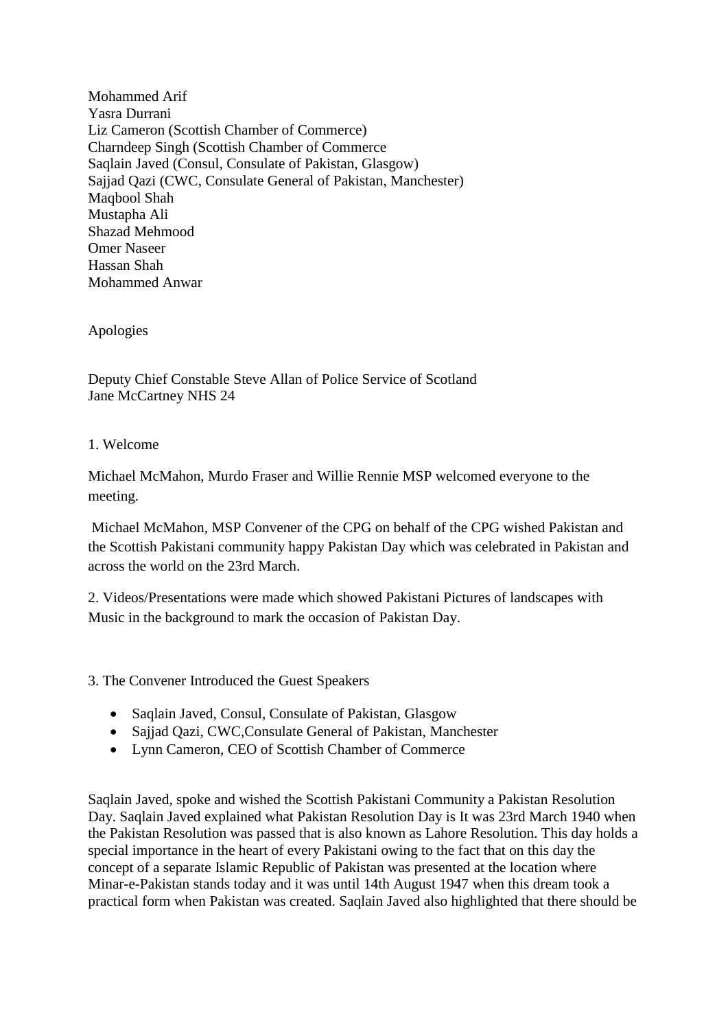Mohammed Arif
Yasra Durrani
Liz Cameron (Scottish Chamber of Commerce)
Charndeep Singh (Scottish Chamber of Commerce
Saqlain Javed (Consul, Consulate of Pakistan, Glasgow)
Sajjad Qazi (CWC, Consulate General of Pakistan, Manchester)
Maqbool Shah
Mustapha Ali
Shazad Mehmood
Omer Naseer
Hassan Shah
Mohammed Anwar

Apologies

Deputy Chief Constable Steve Allan of Police Service of Scotland
Jane McCartney NHS 24

1. Welcome

Michael McMahon, Murdo Fraser and Willie Rennie MSP welcomed everyone to the meeting.

Michael McMahon, MSP Convener of the CPG on behalf of the CPG wished Pakistan and the Scottish Pakistani community happy Pakistan Day which was celebrated in Pakistan and across the world on the 23rd March.

2. Videos/Presentations were made which showed Pakistani Pictures of landscapes with Music in the background to mark the occasion of Pakistan Day.

3. The Convener Introduced the Guest Speakers

- Saqlain Javed, Consul, Consulate of Pakistan, Glasgow
- Sajjad Qazi, CWC,Consulate General of Pakistan, Manchester
- Lynn Cameron, CEO of Scottish Chamber of Commerce

Saqlain Javed, spoke and wished the Scottish Pakistani Community a Pakistan Resolution Day. Saqlain Javed explained what Pakistan Resolution Day is It was 23rd March 1940 when the Pakistan Resolution was passed that is also known as Lahore Resolution. This day holds a special importance in the heart of every Pakistani owing to the fact that on this day the concept of a separate Islamic Republic of Pakistan was presented at the location where Minar-e-Pakistan stands today and it was until 14th August 1947 when this dream took a practical form when Pakistan was created. Saqlain Javed also highlighted that there should be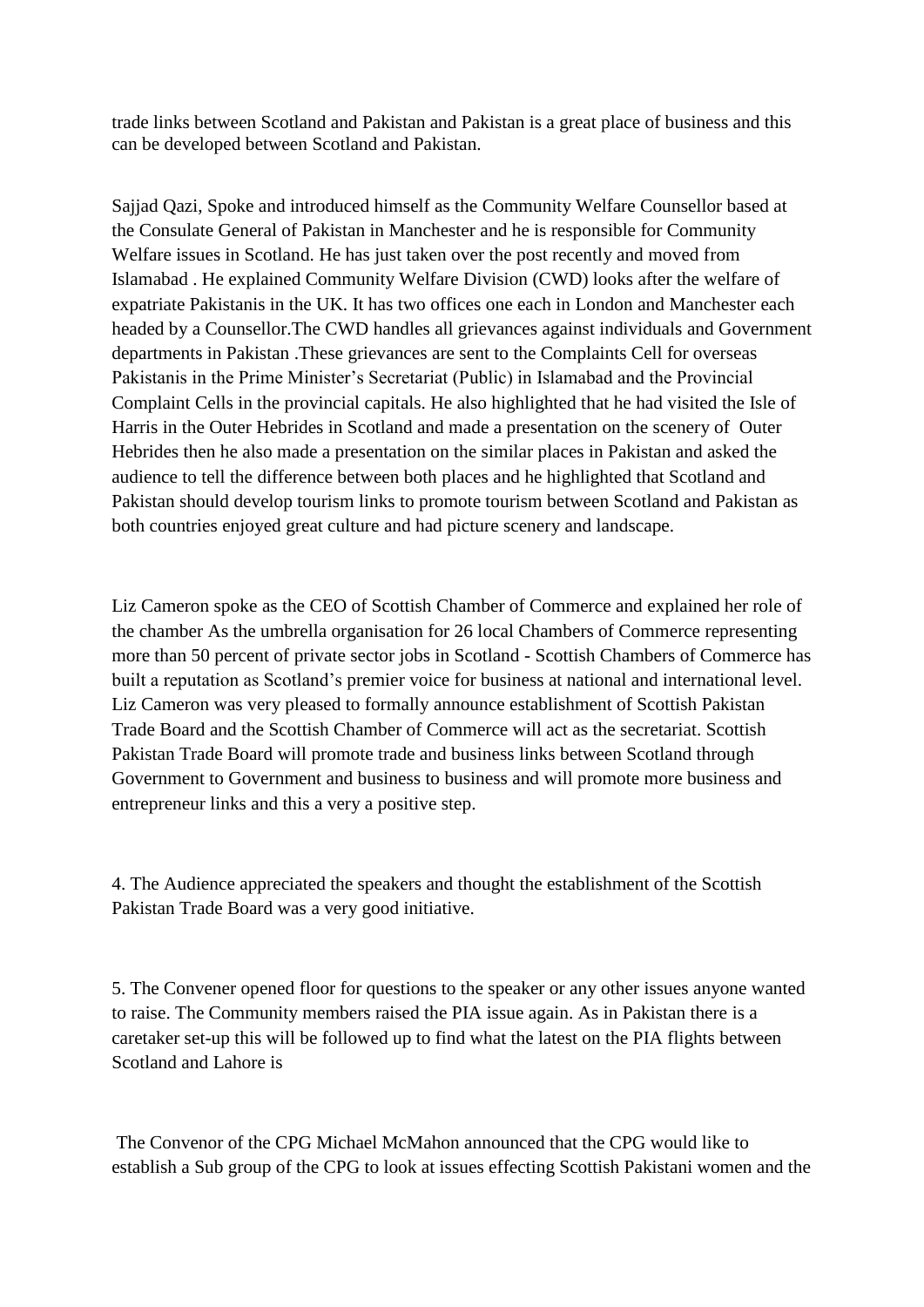trade links between Scotland and Pakistan and Pakistan is a great place of business and this can be developed between Scotland and Pakistan.

Sajjad Qazi, Spoke and introduced himself as the Community Welfare Counsellor based at the Consulate General of Pakistan in Manchester and he is responsible for Community Welfare issues in Scotland. He has just taken over the post recently and moved from Islamabad . He explained Community Welfare Division (CWD) looks after the welfare of expatriate Pakistanis in the UK. It has two offices one each in London and Manchester each headed by a Counsellor.The CWD handles all grievances against individuals and Government departments in Pakistan .These grievances are sent to the Complaints Cell for overseas Pakistanis in the Prime Minister's Secretariat (Public) in Islamabad and the Provincial Complaint Cells in the provincial capitals. He also highlighted that he had visited the Isle of Harris in the Outer Hebrides in Scotland and made a presentation on the scenery of Outer Hebrides then he also made a presentation on the similar places in Pakistan and asked the audience to tell the difference between both places and he highlighted that Scotland and Pakistan should develop tourism links to promote tourism between Scotland and Pakistan as both countries enjoyed great culture and had picture scenery and landscape.

Liz Cameron spoke as the CEO of Scottish Chamber of Commerce and explained her role of the chamber As the umbrella organisation for 26 local Chambers of Commerce representing more than 50 percent of private sector jobs in Scotland - Scottish Chambers of Commerce has built a reputation as Scotland's premier voice for business at national and international level. Liz Cameron was very pleased to formally announce establishment of Scottish Pakistan Trade Board and the Scottish Chamber of Commerce will act as the secretariat. Scottish Pakistan Trade Board will promote trade and business links between Scotland through Government to Government and business to business and will promote more business and entrepreneur links and this a very a positive step.

4. The Audience appreciated the speakers and thought the establishment of the Scottish Pakistan Trade Board was a very good initiative.

5. The Convener opened floor for questions to the speaker or any other issues anyone wanted to raise. The Community members raised the PIA issue again. As in Pakistan there is a caretaker set-up this will be followed up to find what the latest on the PIA flights between Scotland and Lahore is

The Convenor of the CPG Michael McMahon announced that the CPG would like to establish a Sub group of the CPG to look at issues effecting Scottish Pakistani women and the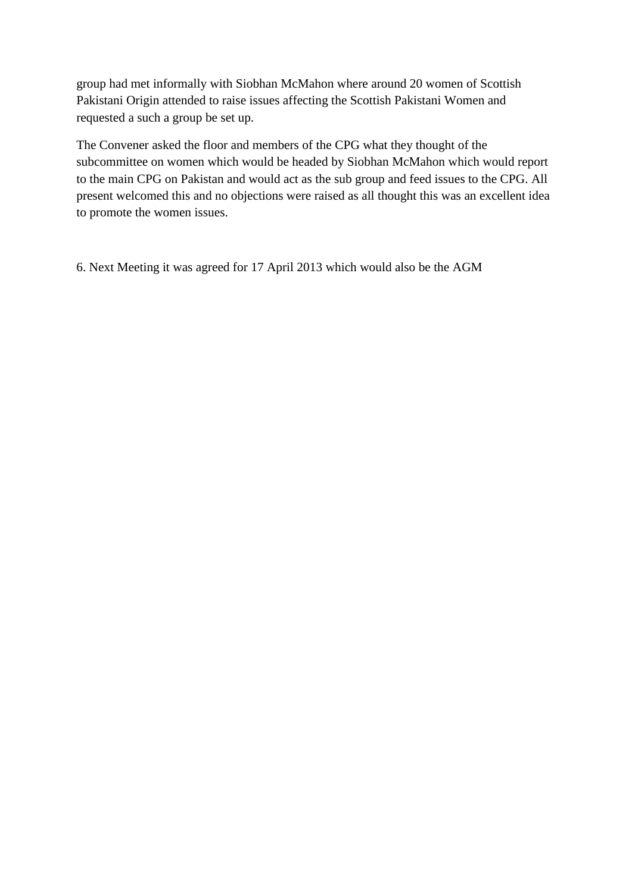group had met informally with Siobhan McMahon where around 20 women of Scottish Pakistani Origin attended to raise issues affecting the Scottish Pakistani Women and requested a such a group be set up.

The Convener asked the floor and members of the CPG what they thought of the subcommittee on women which would be headed by Siobhan McMahon which would report to the main CPG on Pakistan and would act as the sub group and feed issues to the CPG. All present welcomed this and no objections were raised as all thought this was an excellent idea to promote the women issues.

6. Next Meeting it was agreed for 17 April 2013 which would also be the AGM